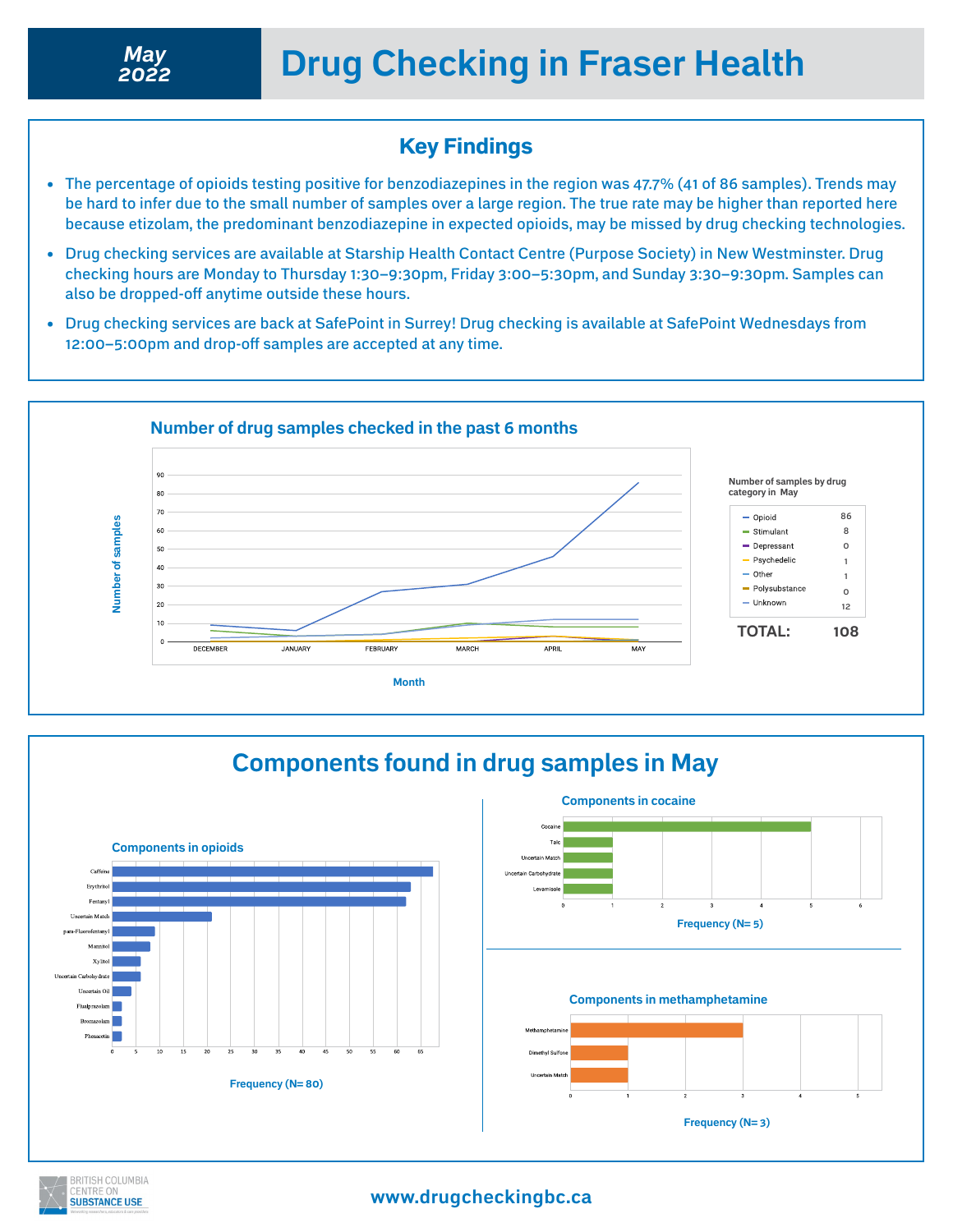# Drug Checking in Fraser Health

**May 2022**

## Key Findings

- The percentage of opioids testing positive for benzodiazepines in the region was 47.7% (41 of 86 samples). Trends may be hard to infer due to the small number of samples over a large region. The true rate may be higher than reported here because etizolam, the predominant benzodiazepine in expected opioids, may be missed by drug checking technologies.
- Drug checking services are available at Starship Health Contact Centre (Purpose Society) in New Westminster. Drug checking hours are Monday to Thursday 1:30–9:30pm, Friday 3:00–5:30pm, and Sunday 3:30–9:30pm. Samples can also be dropped-off anytime outside these hours.
- Drug checking services are back at SafePoint in Surrey! Drug checking is available at SafePoint Wednesdays from 12:00–5:00pm and drop-off samples are accepted at any time.

### Number of drug samples checked in the past 6 months

Number of samples by drug category in May

| Category | Count |
|---|---|
| Opioid | 86 |
| Stimulant | 8 |
| Depressant | 0 |
| Psychedelic | 1 |
| Other | 1 |
| Polysubstance | 0 |
| Unknown | 12 |
| **TOTAL:** | **108** |

## Components found in drug samples in May

### Components in opioids

Components: Caffeine, Erythritol, Fentanyl, Uncertain Match, para-Fluorofentanyl, Mannitol, Xylitol, Uncertain Carbohydrate, Uncertain Oil, Flualprazolam, Bromazolam, Phenacetin

Frequency (N= 80)

### Components in cocaine

Components: Cocaine, Talc, Uncertain Match, Uncertain Carbohydrate, Levamisole

Frequency (N= 5)

### Components in methamphetamine

Components: Methamphetamine, Dimethyl Sulfone, Uncertain Match

Frequency (N= 3)

www.drugcheckingbc.ca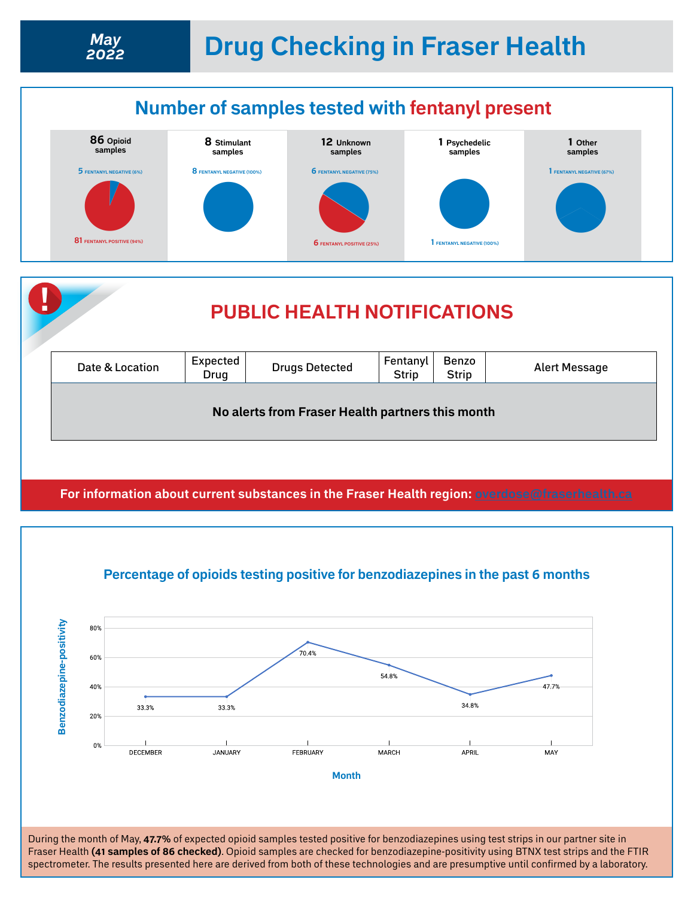# May 2022 — Drug Checking in Fraser Health

## Number of samples tested with fentanyl present

**86** Opioid samples
- 5 FENTANYL NEGATIVE (6%)
- 81 FENTANYL POSITIVE (94%)

**8** Stimulant samples
- 8 FENTANYL NEGATIVE (100%)

**12** Unknown samples
- 6 FENTANYL NEGATIVE (75%)
- 6 FENTANYL POSITIVE (25%)

**1** Psychedelic samples
- 1 FENTANYL NEGATIVE (100%)

**1** Other samples
- 1 FENTANYL NEGATIVE (67%)

## PUBLIC HEALTH NOTIFICATIONS

| Date & Location | Expected Drug | Drugs Detected | Fentanyl Strip | Benzo Strip | Alert Message |
|---|---|---|---|---|---|
| **No alerts from Fraser Health partners this month** | | | | | |

**For information about current substances in the Fraser Health region: overdose@fraserhealth.ca**

## Percentage of opioids testing positive for benzodiazepines in the past 6 months

| Month | Benzodiazepine-positivity |
|---|---|
| DECEMBER | 33.3% |
| JANUARY | 33.3% |
| FEBRUARY | 70.4% |
| MARCH | 54.8% |
| APRIL | 34.8% |
| MAY | 47.7% |

During the month of May, **47.7%** of expected opioid samples tested positive for benzodiazepines using test strips in our partner site in Fraser Health **(41 samples of 86 checked)**. Opioid samples are checked for benzodiazepine-positivity using BTNX test strips and the FTIR spectrometer. The results presented here are derived from both of these technologies and are presumptive until confirmed by a laboratory.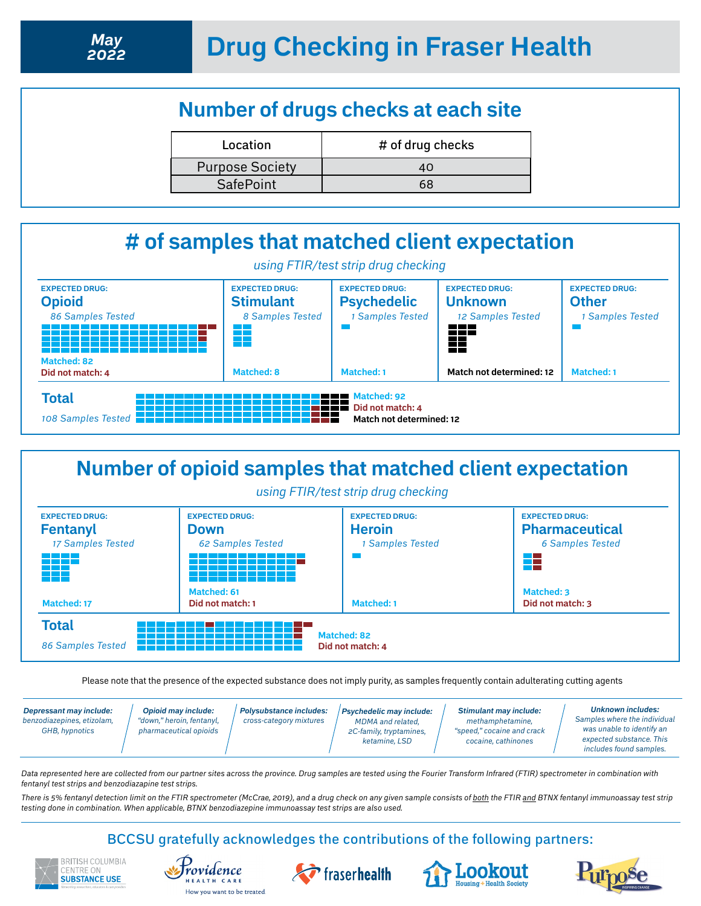# Drug Checking in Fraser Health

**May 2022**

## Number of drugs checks at each site

| Location | # of drug checks |
|---|---|
| Purpose Society | 40 |
| SafePoint | 68 |

## # of samples that matched client expectation

*using FTIR/test strip drug checking*

**EXPECTED DRUG: Opioid**
*86 Samples Tested*
Matched: 82
Did not match: 4

**EXPECTED DRUG: Stimulant**
*8 Samples Tested*
Matched: 8

**EXPECTED DRUG: Psychedelic**
*1 Samples Tested*
Matched: 1

**EXPECTED DRUG: Unknown**
*12 Samples Tested*
Match not determined: 12

**EXPECTED DRUG: Other**
*1 Samples Tested*
Matched: 1

**Total**
*108 Samples Tested*
Matched: 92
Did not match: 4
Match not determined: 12

## Number of opioid samples that matched client expectation

*using FTIR/test strip drug checking*

**EXPECTED DRUG: Fentanyl**
*17 Samples Tested*
Matched: 17

**EXPECTED DRUG: Down**
*62 Samples Tested*
Matched: 61
Did not match: 1

**EXPECTED DRUG: Heroin**
*1 Samples Tested*
Matched: 1

**EXPECTED DRUG: Pharmaceutical**
*6 Samples Tested*
Matched: 3
Did not match: 3

**Total**
*86 Samples Tested*
Matched: 82
Did not match: 4

Please note that the presence of the expected substance does not imply purity, as samples frequently contain adulterating cutting agents

***Depressant may include:*** *benzodiazepines, etizolam, GHB, hypnotics*

***Opioid may include:*** *"down," heroin, fentanyl, pharmaceutical opioids*

***Polysubstance includes:*** *cross-category mixtures*

***Psychedelic may include:*** *MDMA and related, 2C-family, tryptamines, ketamine, LSD*

***Stimulant may include:*** *methamphetamine, "speed," cocaine and crack cocaine, cathinones*

***Unknown includes:*** *Samples where the individual was unable to identify an expected substance. This includes found samples.*

*Data represented here are collected from our partner sites across the province. Drug samples are tested using the Fourier Transform Infrared (FTIR) spectrometer in combination with fentanyl test strips and benzodiazapine test strips.*

*There is 5% fentanyl detection limit on the FTIR spectrometer (McCrae, 2019), and a drug check on any given sample consists of both the FTIR and BTNX fentanyl immunoassay test strip testing done in combination. When applicable, BTNX benzodiazepine immunoassay test strips are also used.*

BCCSU gratefully acknowledges the contributions of the following partners:

British Columbia Centre on Substance Use · Providence Health Care · fraserhealth · Lookout Housing + Health Society · Purpose